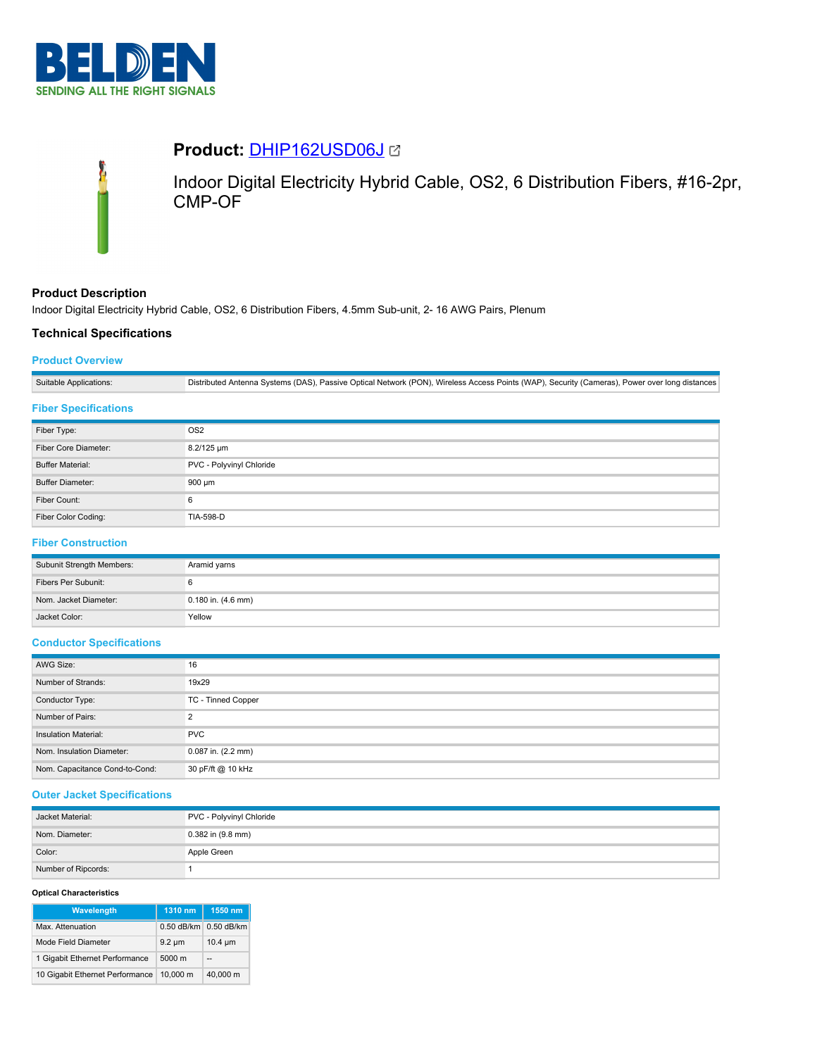# Product: DHIP162USD06J

Indoor Digital Electricity Hybrid Cable, OS2, 6 Distribution Fibers, #16-2pr, CMP-OF

## Product Description

Indoor Digital Electricity Hybrid Cable, OS2, 6 Distribution Fibers, 4.5mm Sub-unit, 2- 16 AWG Pairs, Plenum

## Technical Specifications

### Product Overview

| | |
|---|---|
| Suitable Applications: | Distributed Antenna Systems (DAS), Passive Optical Network (PON), Wireless Access Points (WAP), Security (Cameras), Power over long distances |

### Fiber Specifications

| | |
|---|---|
| Fiber Type: | OS2 |
| Fiber Core Diameter: | 8.2/125 µm |
| Buffer Material: | PVC - Polyvinyl Chloride |
| Buffer Diameter: | 900 µm |
| Fiber Count: | 6 |
| Fiber Color Coding: | TIA-598-D |

### Fiber Construction

| | |
|---|---|
| Subunit Strength Members: | Aramid yarns |
| Fibers Per Subunit: | 6 |
| Nom. Jacket Diameter: | 0.180 in. (4.6 mm) |
| Jacket Color: | Yellow |

### Conductor Specifications

| | |
|---|---|
| AWG Size: | 16 |
| Number of Strands: | 19x29 |
| Conductor Type: | TC - Tinned Copper |
| Number of Pairs: | 2 |
| Insulation Material: | PVC |
| Nom. Insulation Diameter: | 0.087 in. (2.2 mm) |
| Nom. Capacitance Cond-to-Cond: | 30 pF/ft @ 10 kHz |

### Outer Jacket Specifications

| | |
|---|---|
| Jacket Material: | PVC - Polyvinyl Chloride |
| Nom. Diameter: | 0.382 in (9.8 mm) |
| Color: | Apple Green |
| Number of Ripcords: | 1 |

**Optical Characteristics**

| Wavelength | 1310 nm | 1550 nm |
|---|---|---|
| Max. Attenuation | 0.50 dB/km | 0.50 dB/km |
| Mode Field Diameter | 9.2 µm | 10.4 µm |
| 1 Gigabit Ethernet Performance | 5000 m | -- |
| 10 Gigabit Ethernet Performance | 10,000 m | 40,000 m |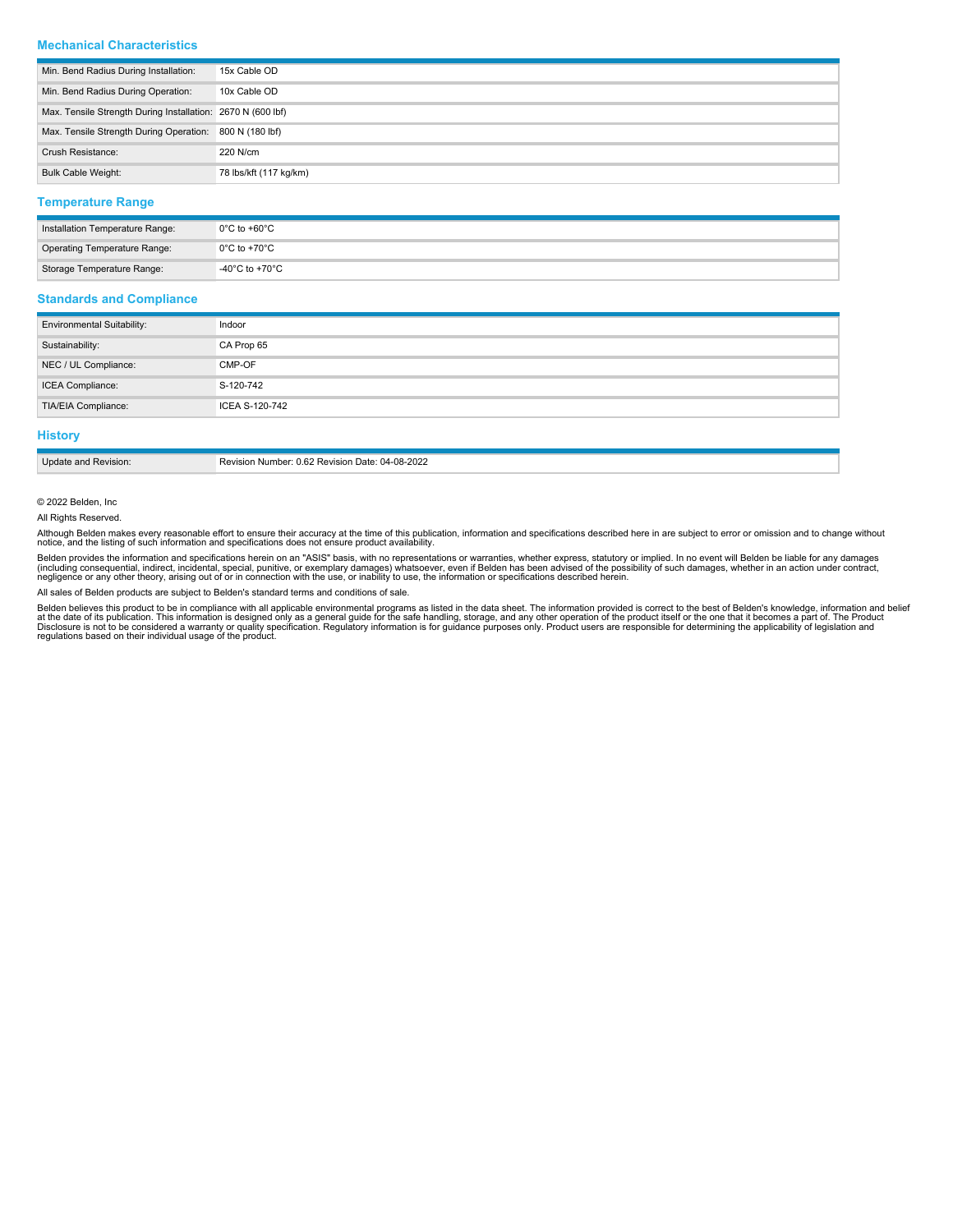## Mechanical Characteristics

| | |
|---|---|
| Min. Bend Radius During Installation: | 15x Cable OD |
| Min. Bend Radius During Operation: | 10x Cable OD |
| Max. Tensile Strength During Installation: | 2670 N (600 lbf) |
| Max. Tensile Strength During Operation: | 800 N (180 lbf) |
| Crush Resistance: | 220 N/cm |
| Bulk Cable Weight: | 78 lbs/kft (117 kg/km) |

## Temperature Range

| | |
|---|---|
| Installation Temperature Range: | 0°C to +60°C |
| Operating Temperature Range: | 0°C to +70°C |
| Storage Temperature Range: | -40°C to +70°C |

## Standards and Compliance

| | |
|---|---|
| Environmental Suitability: | Indoor |
| Sustainability: | CA Prop 65 |
| NEC / UL Compliance: | CMP-OF |
| ICEA Compliance: | S-120-742 |
| TIA/EIA Compliance: | ICEA S-120-742 |

## History

| | |
|---|---|
| Update and Revision: | Revision Number: 0.62 Revision Date: 04-08-2022 |

© 2022 Belden, Inc

All Rights Reserved.

Although Belden makes every reasonable effort to ensure their accuracy at the time of this publication, information and specifications described here in are subject to error or omission and to change without notice, and the listing of such information and specifications does not ensure product availability.

Belden provides the information and specifications herein on an "ASIS" basis, with no representations or warranties, whether express, statutory or implied. In no event will Belden be liable for any damages (including consequential, indirect, incidental, special, punitive, or exemplary damages) whatsoever, even if Belden has been advised of the possibility of such damages, whether in an action under contract, negligence or any other theory, arising out of or in connection with the use, or inability to use, the information or specifications described herein.

All sales of Belden products are subject to Belden's standard terms and conditions of sale.

Belden believes this product to be in compliance with all applicable environmental programs as listed in the data sheet. The information provided is correct to the best of Belden's knowledge, information and belief at the date of its publication. This information is designed only as a general guide for the safe handling, storage, and any other operation of the product itself or the one that it becomes a part of. The Product Disclosure is not to be considered a warranty or quality specification. Regulatory information is for guidance purposes only. Product users are responsible for determining the applicability of legislation and regulations based on their individual usage of the product.